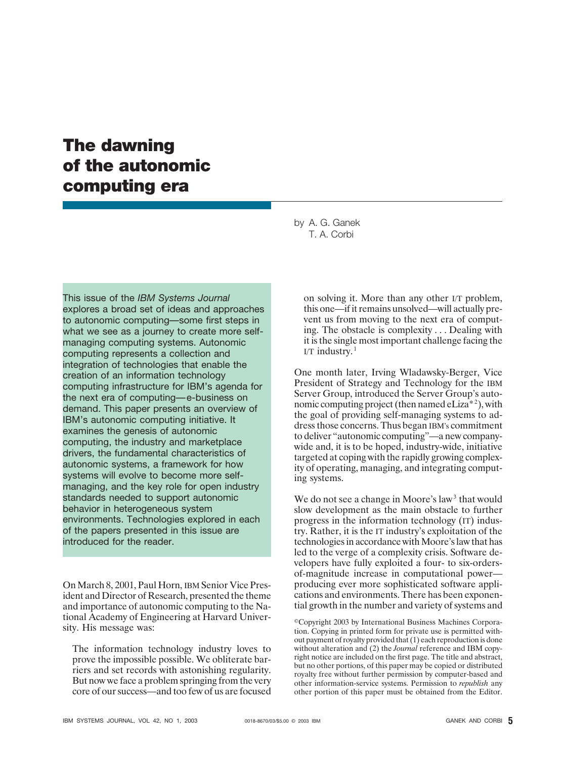# The dawning of the autonomic computing era

by A. G. Ganek
T. A. Corbi

This issue of the *IBM Systems Journal* explores a broad set of ideas and approaches to autonomic computing—some first steps in what we see as a journey to create more self-managing computing systems. Autonomic computing represents a collection and integration of technologies that enable the creation of an information technology computing infrastructure for IBM's agenda for the next era of computing—e-business on demand. This paper presents an overview of IBM's autonomic computing initiative. It examines the genesis of autonomic computing, the industry and marketplace drivers, the fundamental characteristics of autonomic systems, a framework for how systems will evolve to become more self-managing, and the key role for open industry standards needed to support autonomic behavior in heterogeneous system environments. Technologies explored in each of the papers presented in this issue are introduced for the reader.

On March 8, 2001, Paul Horn, IBM Senior Vice President and Director of Research, presented the theme and importance of autonomic computing to the National Academy of Engineering at Harvard University. His message was:

> The information technology industry loves to prove the impossible possible. We obliterate barriers and set records with astonishing regularity. But now we face a problem springing from the very core of our success—and too few of us are focused on solving it. More than any other I/T problem, this one—if it remains unsolved—will actually prevent us from moving to the next era of computing. The obstacle is complexity . . . Dealing with it is the single most important challenge facing the I/T industry.[1]

One month later, Irving Wladawsky-Berger, Vice President of Strategy and Technology for the IBM Server Group, introduced the Server Group's autonomic computing project (then named eLiza*[2]), with the goal of providing self-managing systems to address those concerns. Thus began IBM's commitment to deliver "autonomic computing"—a new company-wide and, it is to be hoped, industry-wide, initiative targeted at coping with the rapidly growing complexity of operating, managing, and integrating computing systems.

We do not see a change in Moore's law[3] that would slow development as the main obstacle to further progress in the information technology (IT) industry. Rather, it is the IT industry's exploitation of the technologies in accordance with Moore's law that has led to the verge of a complexity crisis. Software developers have fully exploited a four- to six-orders-of-magnitude increase in computational power—producing ever more sophisticated software applications and environments. There has been exponential growth in the number and variety of systems and

©Copyright 2003 by International Business Machines Corporation. Copying in printed form for private use is permitted without payment of royalty provided that (1) each reproduction is done without alteration and (2) the *Journal* reference and IBM copyright notice are included on the first page. The title and abstract, but no other portions, of this paper may be copied or distributed royalty free without further permission by computer-based and other information-service systems. Permission to *republish* any other portion of this paper must be obtained from the Editor.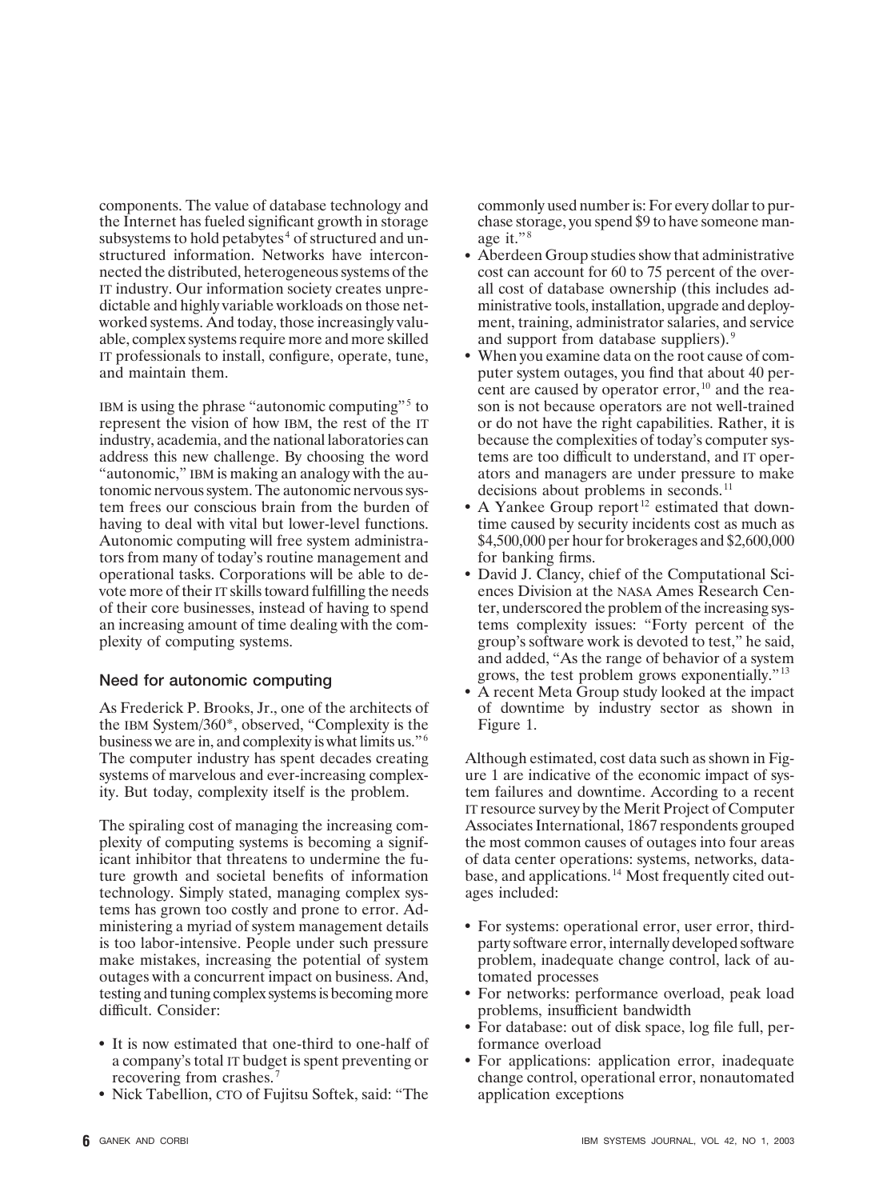components. The value of database technology and the Internet has fueled significant growth in storage subsystems to hold petabytes[4] of structured and unstructured information. Networks have interconnected the distributed, heterogeneous systems of the IT industry. Our information society creates unpredictable and highly variable workloads on those networked systems. And today, those increasingly valuable, complex systems require more and more skilled IT professionals to install, configure, operate, tune, and maintain them.

IBM is using the phrase "autonomic computing"[5] to represent the vision of how IBM, the rest of the IT industry, academia, and the national laboratories can address this new challenge. By choosing the word "autonomic," IBM is making an analogy with the autonomic nervous system. The autonomic nervous system frees our conscious brain from the burden of having to deal with vital but lower-level functions. Autonomic computing will free system administrators from many of today's routine management and operational tasks. Corporations will be able to devote more of their IT skills toward fulfilling the needs of their core businesses, instead of having to spend an increasing amount of time dealing with the complexity of computing systems.

## Need for autonomic computing

As Frederick P. Brooks, Jr., one of the architects of the IBM System/360*, observed, "Complexity is the business we are in, and complexity is what limits us."[6] The computer industry has spent decades creating systems of marvelous and ever-increasing complexity. But today, complexity itself is the problem.

The spiraling cost of managing the increasing complexity of computing systems is becoming a significant inhibitor that threatens to undermine the future growth and societal benefits of information technology. Simply stated, managing complex systems has grown too costly and prone to error. Administering a myriad of system management details is too labor-intensive. People under such pressure make mistakes, increasing the potential of system outages with a concurrent impact on business. And, testing and tuning complex systems is becoming more difficult. Consider:

- It is now estimated that one-third to one-half of a company's total IT budget is spent preventing or recovering from crashes.[7]
- Nick Tabellion, CTO of Fujitsu Softek, said: "The commonly used number is: For every dollar to purchase storage, you spend $9 to have someone manage it."[8]
- Aberdeen Group studies show that administrative cost can account for 60 to 75 percent of the overall cost of database ownership (this includes administrative tools, installation, upgrade and deployment, training, administrator salaries, and service and support from database suppliers).[9]
- When you examine data on the root cause of computer system outages, you find that about 40 percent are caused by operator error,[10] and the reason is not because operators are not well-trained or do not have the right capabilities. Rather, it is because the complexities of today's computer systems are too difficult to understand, and IT operators and managers are under pressure to make decisions about problems in seconds.[11]
- A Yankee Group report[12] estimated that downtime caused by security incidents cost as much as $4,500,000 per hour for brokerages and $2,600,000 for banking firms.
- David J. Clancy, chief of the Computational Sciences Division at the NASA Ames Research Center, underscored the problem of the increasing systems complexity issues: "Forty percent of the group's software work is devoted to test," he said, and added, "As the range of behavior of a system grows, the test problem grows exponentially."[13]
- A recent Meta Group study looked at the impact of downtime by industry sector as shown in Figure 1.

Although estimated, cost data such as shown in Figure 1 are indicative of the economic impact of system failures and downtime. According to a recent IT resource survey by the Merit Project of Computer Associates International, 1867 respondents grouped the most common causes of outages into four areas of data center operations: systems, networks, database, and applications.[14] Most frequently cited outages included:

- For systems: operational error, user error, third-party software error, internally developed software problem, inadequate change control, lack of automated processes
- For networks: performance overload, peak load problems, insufficient bandwidth
- For database: out of disk space, log file full, performance overload
- For applications: application error, inadequate change control, operational error, nonautomated application exceptions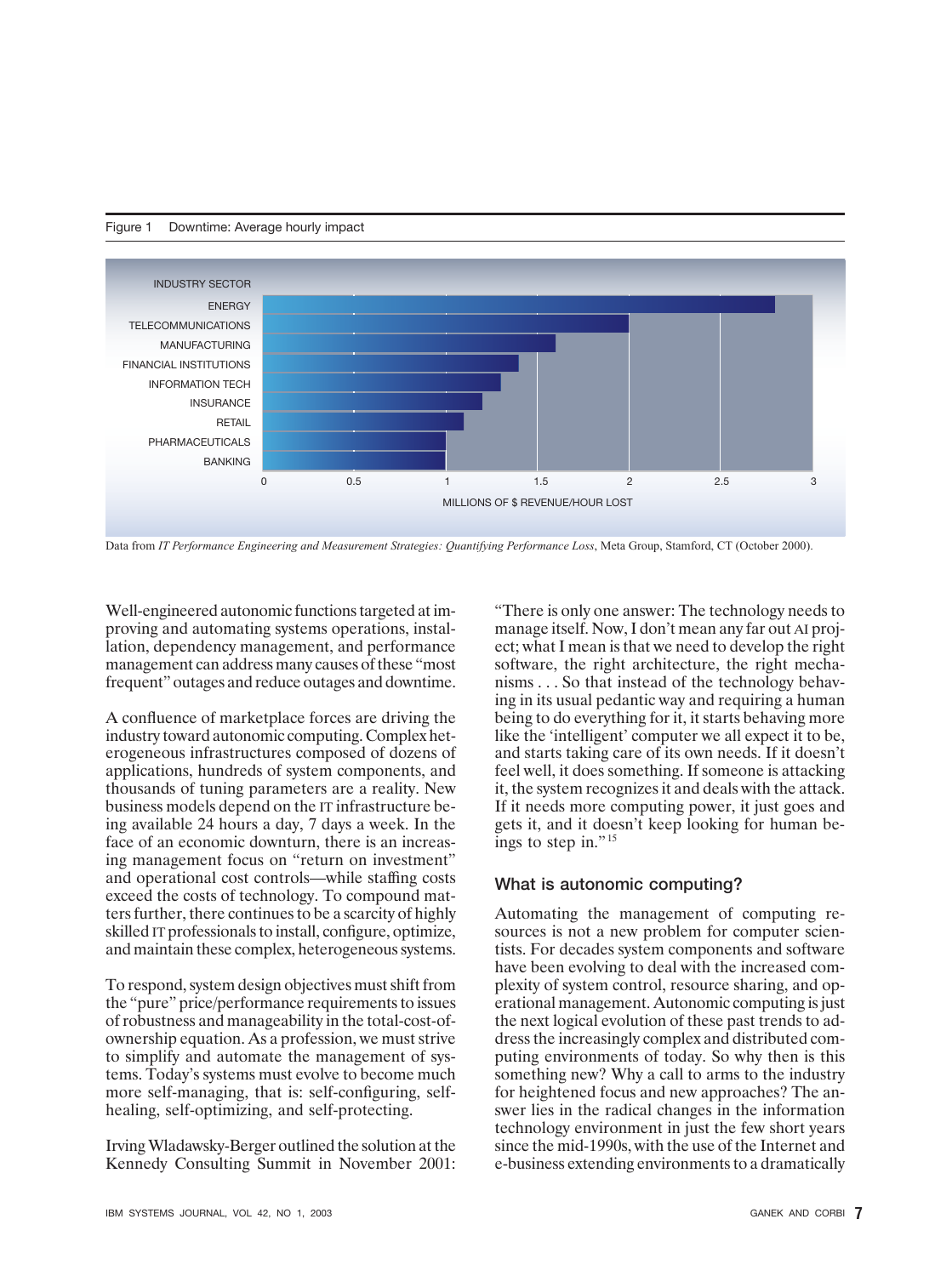Figure 1 Downtime: Average hourly impact

INDUSTRY SECTOR

ENERGY

TELECOMMUNICATIONS

MANUFACTURING

FINANCIAL INSTITUTIONS

INFORMATION TECH

INSURANCE

RETAIL

PHARMACEUTICALS

BANKING

0 0.5 1 1.5 2 2.5 3

MILLIONS OF $ REVENUE/HOUR LOST

Data from *IT Performance Engineering and Measurement Strategies: Quantifying Performance Loss*, Meta Group, Stamford, CT (October 2000).

Well-engineered autonomic functions targeted at improving and automating systems operations, installation, dependency management, and performance management can address many causes of these "most frequent" outages and reduce outages and downtime.

A confluence of marketplace forces are driving the industry toward autonomic computing. Complex heterogeneous infrastructures composed of dozens of applications, hundreds of system components, and thousands of tuning parameters are a reality. New business models depend on the IT infrastructure being available 24 hours a day, 7 days a week. In the face of an economic downturn, there is an increasing management focus on "return on investment" and operational cost controls—while staffing costs exceed the costs of technology. To compound matters further, there continues to be a scarcity of highly skilled IT professionals to install, configure, optimize, and maintain these complex, heterogeneous systems.

To respond, system design objectives must shift from the "pure" price/performance requirements to issues of robustness and manageability in the total-cost-of-ownership equation. As a profession, we must strive to simplify and automate the management of systems. Today's systems must evolve to become much more self-managing, that is: self-configuring, self-healing, self-optimizing, and self-protecting.

Irving Wladawsky-Berger outlined the solution at the Kennedy Consulting Summit in November 2001: "There is only one answer: The technology needs to manage itself. Now, I don't mean any far out AI project; what I mean is that we need to develop the right software, the right architecture, the right mechanisms . . . So that instead of the technology behaving in its usual pedantic way and requiring a human being to do everything for it, it starts behaving more like the 'intelligent' computer we all expect it to be, and starts taking care of its own needs. If it doesn't feel well, it does something. If someone is attacking it, the system recognizes it and deals with the attack. If it needs more computing power, it just goes and gets it, and it doesn't keep looking for human beings to step in."[15]

## What is autonomic computing?

Automating the management of computing resources is not a new problem for computer scientists. For decades system components and software have been evolving to deal with the increased complexity of system control, resource sharing, and operational management. Autonomic computing is just the next logical evolution of these past trends to address the increasingly complex and distributed computing environments of today. So why then is this something new? Why a call to arms to the industry for heightened focus and new approaches? The answer lies in the radical changes in the information technology environment in just the few short years since the mid-1990s, with the use of the Internet and e-business extending environments to a dramatically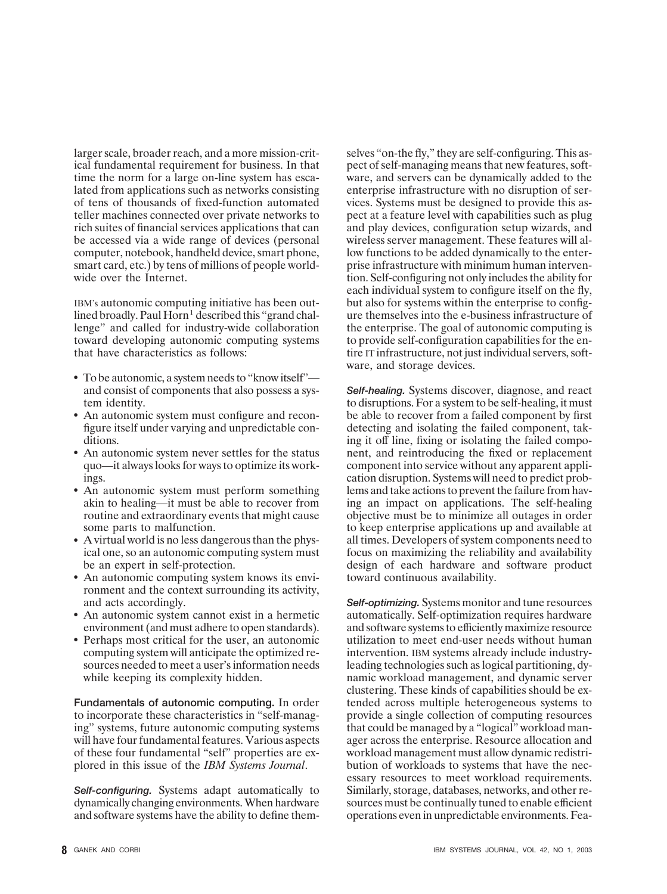larger scale, broader reach, and a more mission-critical fundamental requirement for business. In that time the norm for a large on-line system has escalated from applications such as networks consisting of tens of thousands of fixed-function automated teller machines connected over private networks to rich suites of financial services applications that can be accessed via a wide range of devices (personal computer, notebook, handheld device, smart phone, smart card, etc.) by tens of millions of people worldwide over the Internet.

IBM's autonomic computing initiative has been outlined broadly. Paul Horn[1] described this "grand challenge" and called for industry-wide collaboration toward developing autonomic computing systems that have characteristics as follows:

- To be autonomic, a system needs to "know itself"—and consist of components that also possess a system identity.
- An autonomic system must configure and reconfigure itself under varying and unpredictable conditions.
- An autonomic system never settles for the status quo—it always looks for ways to optimize its workings.
- An autonomic system must perform something akin to healing—it must be able to recover from routine and extraordinary events that might cause some parts to malfunction.
- A virtual world is no less dangerous than the physical one, so an autonomic computing system must be an expert in self-protection.
- An autonomic computing system knows its environment and the context surrounding its activity, and acts accordingly.
- An autonomic system cannot exist in a hermetic environment (and must adhere to open standards).
- Perhaps most critical for the user, an autonomic computing system will anticipate the optimized resources needed to meet a user's information needs while keeping its complexity hidden.

**Fundamentals of autonomic computing.** In order to incorporate these characteristics in "self-managing" systems, future autonomic computing systems will have four fundamental features. Various aspects of these four fundamental "self" properties are explored in this issue of the *IBM Systems Journal*.

***Self-configuring.*** Systems adapt automatically to dynamically changing environments. When hardware and software systems have the ability to define themselves "on-the fly," they are self-configuring. This aspect of self-managing means that new features, software, and servers can be dynamically added to the enterprise infrastructure with no disruption of services. Systems must be designed to provide this aspect at a feature level with capabilities such as plug and play devices, configuration setup wizards, and wireless server management. These features will allow functions to be added dynamically to the enterprise infrastructure with minimum human intervention. Self-configuring not only includes the ability for each individual system to configure itself on the fly, but also for systems within the enterprise to configure themselves into the e-business infrastructure of the enterprise. The goal of autonomic computing is to provide self-configuration capabilities for the entire IT infrastructure, not just individual servers, software, and storage devices.

***Self-healing.*** Systems discover, diagnose, and react to disruptions. For a system to be self-healing, it must be able to recover from a failed component by first detecting and isolating the failed component, taking it off line, fixing or isolating the failed component, and reintroducing the fixed or replacement component into service without any apparent application disruption. Systems will need to predict problems and take actions to prevent the failure from having an impact on applications. The self-healing objective must be to minimize all outages in order to keep enterprise applications up and available at all times. Developers of system components need to focus on maximizing the reliability and availability design of each hardware and software product toward continuous availability.

***Self-optimizing.*** Systems monitor and tune resources automatically. Self-optimization requires hardware and software systems to efficiently maximize resource utilization to meet end-user needs without human intervention. IBM systems already include industry-leading technologies such as logical partitioning, dynamic workload management, and dynamic server clustering. These kinds of capabilities should be extended across multiple heterogeneous systems to provide a single collection of computing resources that could be managed by a "logical" workload manager across the enterprise. Resource allocation and workload management must allow dynamic redistribution of workloads to systems that have the necessary resources to meet workload requirements. Similarly, storage, databases, networks, and other resources must be continually tuned to enable efficient operations even in unpredictable environments. Fea-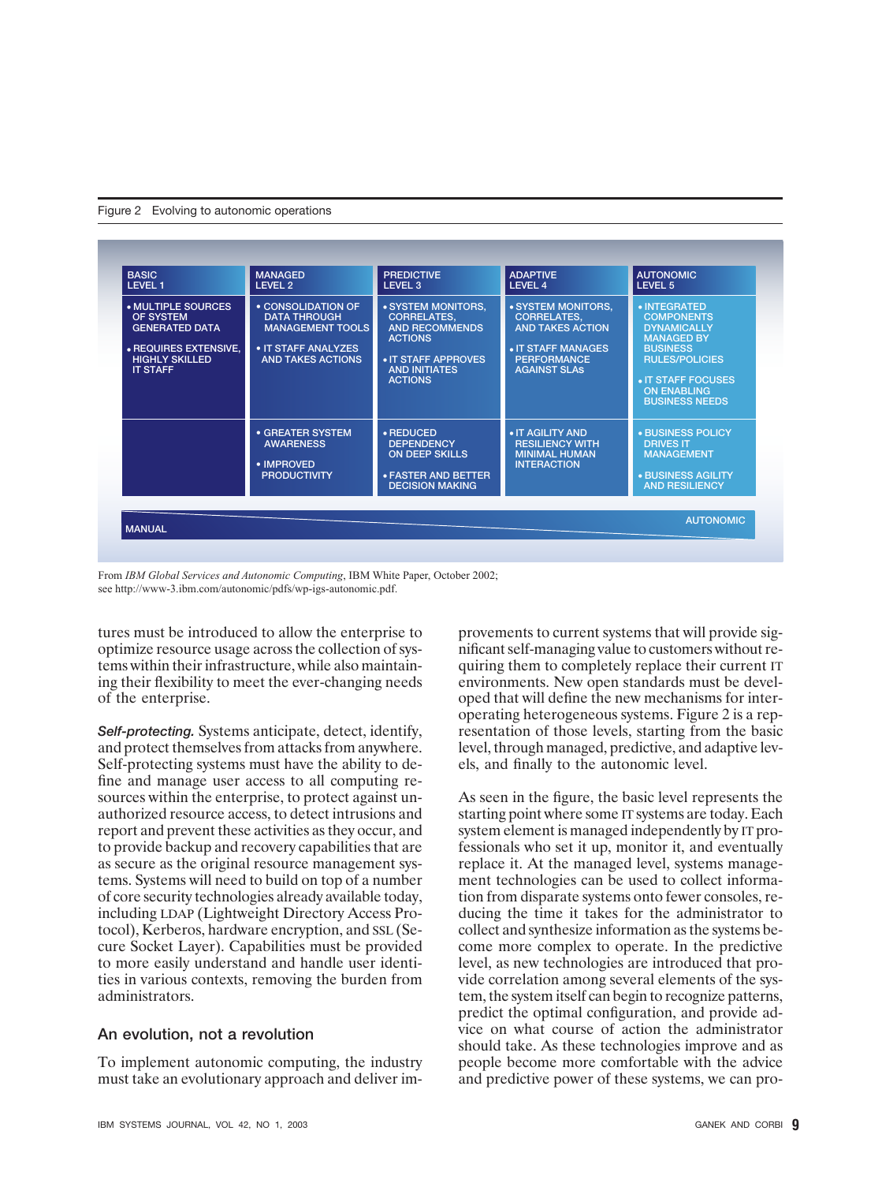Figure 2 Evolving to autonomic operations

| BASIC LEVEL 1 | MANAGED LEVEL 2 | PREDICTIVE LEVEL 3 | ADAPTIVE LEVEL 4 | AUTONOMIC LEVEL 5 |
|---|---|---|---|---|
| • MULTIPLE SOURCES OF SYSTEM GENERATED DATA<br>• REQUIRES EXTENSIVE, HIGHLY SKILLED IT STAFF | • CONSOLIDATION OF DATA THROUGH MANAGEMENT TOOLS<br>• IT STAFF ANALYZES AND TAKES ACTIONS | • SYSTEM MONITORS, CORRELATES, AND RECOMMENDS ACTIONS<br>• IT STAFF APPROVES AND INITIATES ACTIONS | • SYSTEM MONITORS, CORRELATES, AND TAKES ACTION<br>• IT STAFF MANAGES PERFORMANCE AGAINST SLAs | • INTEGRATED COMPONENTS DYNAMICALLY MANAGED BY BUSINESS RULES/POLICIES<br>• IT STAFF FOCUSES ON ENABLING BUSINESS NEEDS |
| | • GREATER SYSTEM AWARENESS<br>• IMPROVED PRODUCTIVITY | • REDUCED DEPENDENCY ON DEEP SKILLS<br>• FASTER AND BETTER DECISION MAKING | • IT AGILITY AND RESILIENCY WITH MINIMAL HUMAN INTERACTION | • BUSINESS POLICY DRIVES IT MANAGEMENT<br>• BUSINESS AGILITY AND RESILIENCY |

MANUAL

AUTONOMIC

From *IBM Global Services and Autonomic Computing*, IBM White Paper, October 2002; see http://www-3.ibm.com/autonomic/pdfs/wp-igs-autonomic.pdf.

tures must be introduced to allow the enterprise to optimize resource usage across the collection of systems within their infrastructure, while also maintaining their flexibility to meet the ever-changing needs of the enterprise.

***Self-protecting.*** Systems anticipate, detect, identify, and protect themselves from attacks from anywhere. Self-protecting systems must have the ability to define and manage user access to all computing resources within the enterprise, to protect against unauthorized resource access, to detect intrusions and report and prevent these activities as they occur, and to provide backup and recovery capabilities that are as secure as the original resource management systems. Systems will need to build on top of a number of core security technologies already available today, including LDAP (Lightweight Directory Access Protocol), Kerberos, hardware encryption, and SSL (Secure Socket Layer). Capabilities must be provided to more easily understand and handle user identities in various contexts, removing the burden from administrators.

## An evolution, not a revolution

To implement autonomic computing, the industry must take an evolutionary approach and deliver improvements to current systems that will provide significant self-managing value to customers without requiring them to completely replace their current IT environments. New open standards must be developed that will define the new mechanisms for interoperating heterogeneous systems. Figure 2 is a representation of those levels, starting from the basic level, through managed, predictive, and adaptive levels, and finally to the autonomic level.

As seen in the figure, the basic level represents the starting point where some IT systems are today. Each system element is managed independently by IT professionals who set it up, monitor it, and eventually replace it. At the managed level, systems management technologies can be used to collect information from disparate systems onto fewer consoles, reducing the time it takes for the administrator to collect and synthesize information as the systems become more complex to operate. In the predictive level, as new technologies are introduced that provide correlation among several elements of the system, the system itself can begin to recognize patterns, predict the optimal configuration, and provide advice on what course of action the administrator should take. As these technologies improve and as people become more comfortable with the advice and predictive power of these systems, we can pro-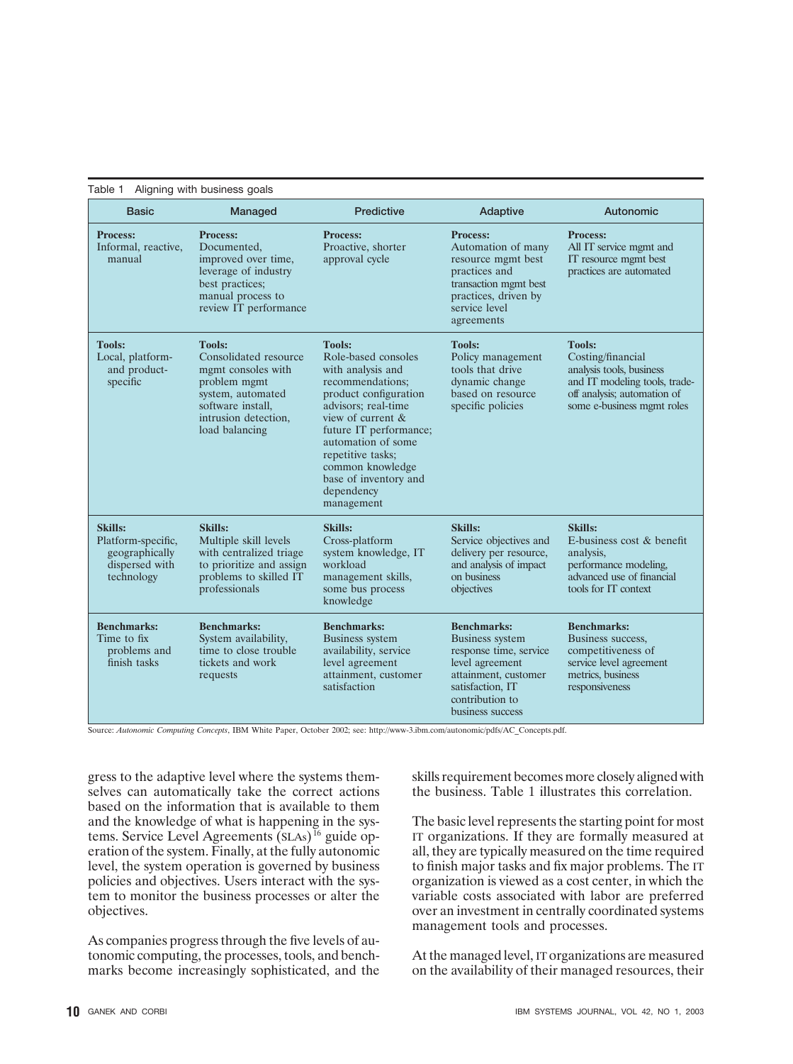Table 1 Aligning with business goals

| Basic | Managed | Predictive | Adaptive | Autonomic |
|---|---|---|---|---|
| **Process:** Informal, reactive, manual | **Process:** Documented, improved over time, leverage of industry best practices; manual process to review IT performance | **Process:** Proactive, shorter approval cycle | **Process:** Automation of many resource mgmt best practices and transaction mgmt best practices, driven by service level agreements | **Process:** All IT service mgmt and IT resource mgmt best practices are automated |
| **Tools:** Local, platform- and product-specific | **Tools:** Consolidated resource mgmt consoles with problem mgmt system, automated software install, intrusion detection, load balancing | **Tools:** Role-based consoles with analysis and recommendations; product configuration advisors; real-time view of current & future IT performance; automation of some repetitive tasks; common knowledge base of inventory and dependency management | **Tools:** Policy management tools that drive dynamic change based on resource specific policies | **Tools:** Costing/financial analysis tools, business and IT modeling tools, trade-off analysis; automation of some e-business mgmt roles |
| **Skills:** Platform-specific, geographically dispersed with technology | **Skills:** Multiple skill levels with centralized triage to prioritize and assign problems to skilled IT professionals | **Skills:** Cross-platform system knowledge, IT workload management skills, some bus process knowledge | **Skills:** Service objectives and delivery per resource, and analysis of impact on business objectives | **Skills:** E-business cost & benefit analysis, performance modeling, advanced use of financial tools for IT context |
| **Benchmarks:** Time to fix problems and finish tasks | **Benchmarks:** System availability, time to close trouble tickets and work requests | **Benchmarks:** Business system availability, service level agreement attainment, customer satisfaction | **Benchmarks:** Business system response time, service level agreement attainment, customer satisfaction, IT contribution to business success | **Benchmarks:** Business success, competitiveness of service level agreement metrics, business responsiveness |

Source: *Autonomic Computing Concepts*, IBM White Paper, October 2002; see: http://www-3.ibm.com/autonomic/pdfs/AC_Concepts.pdf.

gress to the adaptive level where the systems themselves can automatically take the correct actions based on the information that is available to them and the knowledge of what is happening in the systems. Service Level Agreements (SLAs)[16] guide operation of the system. Finally, at the fully autonomic level, the system operation is governed by business policies and objectives. Users interact with the system to monitor the business processes or alter the objectives.

As companies progress through the five levels of autonomic computing, the processes, tools, and benchmarks become increasingly sophisticated, and the skills requirement becomes more closely aligned with the business. Table 1 illustrates this correlation.

The basic level represents the starting point for most IT organizations. If they are formally measured at all, they are typically measured on the time required to finish major tasks and fix major problems. The IT organization is viewed as a cost center, in which the variable costs associated with labor are preferred over an investment in centrally coordinated systems management tools and processes.

At the managed level, IT organizations are measured on the availability of their managed resources, their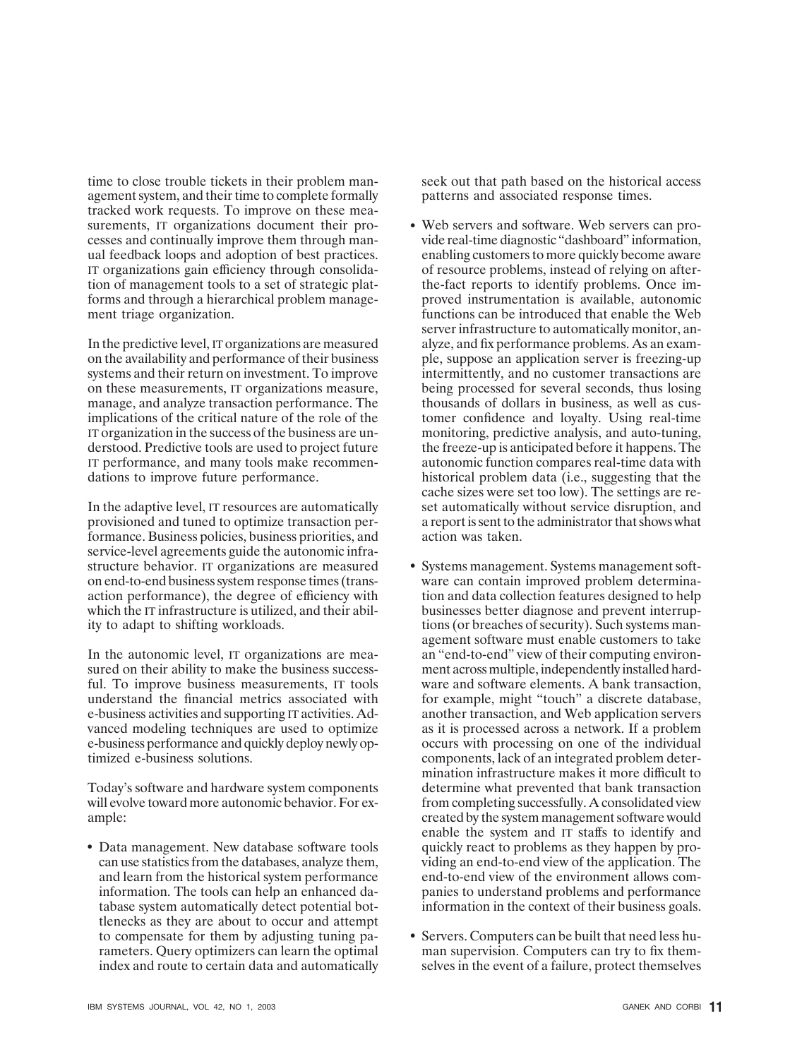time to close trouble tickets in their problem management system, and their time to complete formally tracked work requests. To improve on these measurements, IT organizations document their processes and continually improve them through manual feedback loops and adoption of best practices. IT organizations gain efficiency through consolidation of management tools to a set of strategic platforms and through a hierarchical problem management triage organization.

In the predictive level, IT organizations are measured on the availability and performance of their business systems and their return on investment. To improve on these measurements, IT organizations measure, manage, and analyze transaction performance. The implications of the critical nature of the role of the IT organization in the success of the business are understood. Predictive tools are used to project future IT performance, and many tools make recommendations to improve future performance.

In the adaptive level, IT resources are automatically provisioned and tuned to optimize transaction performance. Business policies, business priorities, and service-level agreements guide the autonomic infrastructure behavior. IT organizations are measured on end-to-end business system response times (transaction performance), the degree of efficiency with which the IT infrastructure is utilized, and their ability to adapt to shifting workloads.

In the autonomic level, IT organizations are measured on their ability to make the business successful. To improve business measurements, IT tools understand the financial metrics associated with e-business activities and supporting IT activities. Advanced modeling techniques are used to optimize e-business performance and quickly deploy newly optimized e-business solutions.

Today's software and hardware system components will evolve toward more autonomic behavior. For example:

- Data management. New database software tools can use statistics from the databases, analyze them, and learn from the historical system performance information. The tools can help an enhanced database system automatically detect potential bottlenecks as they are about to occur and attempt to compensate for them by adjusting tuning parameters. Query optimizers can learn the optimal index and route to certain data and automatically seek out that path based on the historical access patterns and associated response times.
- Web servers and software. Web servers can provide real-time diagnostic "dashboard" information, enabling customers to more quickly become aware of resource problems, instead of relying on after-the-fact reports to identify problems. Once improved instrumentation is available, autonomic functions can be introduced that enable the Web server infrastructure to automatically monitor, analyze, and fix performance problems. As an example, suppose an application server is freezing-up intermittently, and no customer transactions are being processed for several seconds, thus losing thousands of dollars in business, as well as customer confidence and loyalty. Using real-time monitoring, predictive analysis, and auto-tuning, the freeze-up is anticipated before it happens. The autonomic function compares real-time data with historical problem data (i.e., suggesting that the cache sizes were set too low). The settings are reset automatically without service disruption, and a report is sent to the administrator that shows what action was taken.
- Systems management. Systems management software can contain improved problem determination and data collection features designed to help businesses better diagnose and prevent interruptions (or breaches of security). Such systems management software must enable customers to take an "end-to-end" view of their computing environment across multiple, independently installed hardware and software elements. A bank transaction, for example, might "touch" a discrete database, another transaction, and Web application servers as it is processed across a network. If a problem occurs with processing on one of the individual components, lack of an integrated problem determination infrastructure makes it more difficult to determine what prevented that bank transaction from completing successfully. A consolidated view created by the system management software would enable the system and IT staffs to identify and quickly react to problems as they happen by providing an end-to-end view of the application. The end-to-end view of the environment allows companies to understand problems and performance information in the context of their business goals.
- Servers. Computers can be built that need less human supervision. Computers can try to fix themselves in the event of a failure, protect themselves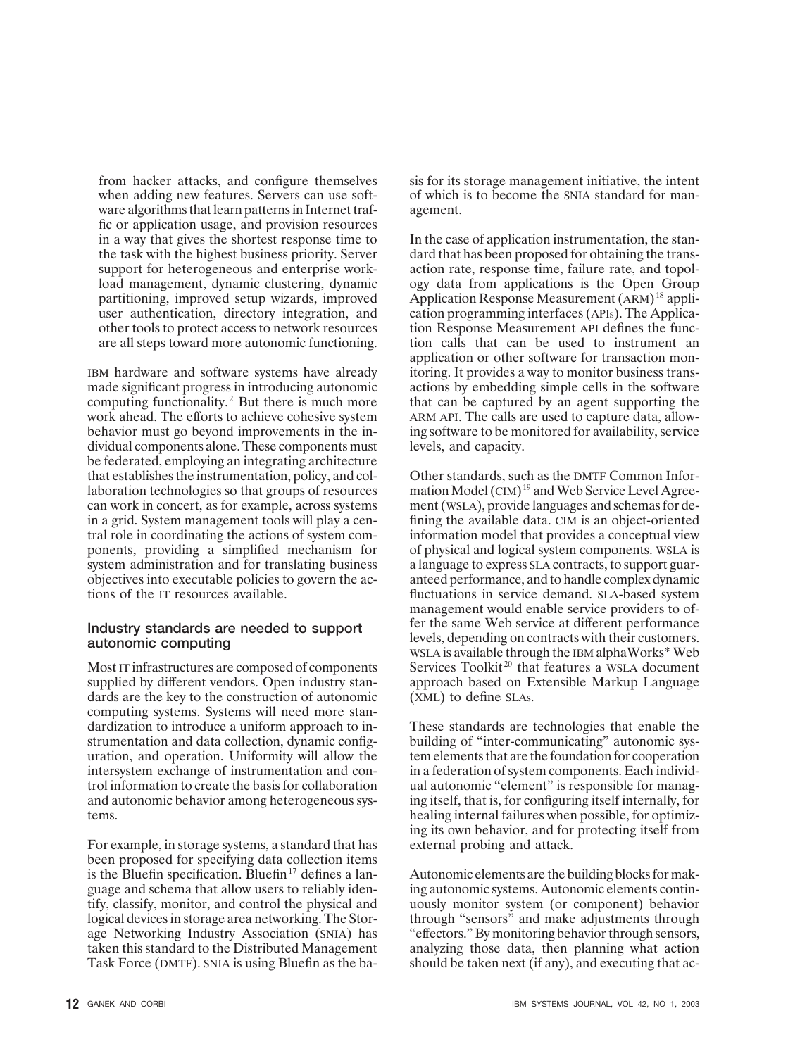from hacker attacks, and configure themselves when adding new features. Servers can use software algorithms that learn patterns in Internet traffic or application usage, and provision resources in a way that gives the shortest response time to the task with the highest business priority. Server support for heterogeneous and enterprise workload management, dynamic clustering, dynamic partitioning, improved setup wizards, improved user authentication, directory integration, and other tools to protect access to network resources are all steps toward more autonomic functioning.

IBM hardware and software systems have already made significant progress in introducing autonomic computing functionality.[2] But there is much more work ahead. The efforts to achieve cohesive system behavior must go beyond improvements in the individual components alone. These components must be federated, employing an integrating architecture that establishes the instrumentation, policy, and collaboration technologies so that groups of resources can work in concert, as for example, across systems in a grid. System management tools will play a central role in coordinating the actions of system components, providing a simplified mechanism for system administration and for translating business objectives into executable policies to govern the actions of the IT resources available.

### Industry standards are needed to support autonomic computing

Most IT infrastructures are composed of components supplied by different vendors. Open industry standards are the key to the construction of autonomic computing systems. Systems will need more standardization to introduce a uniform approach to instrumentation and data collection, dynamic configuration, and operation. Uniformity will allow the intersystem exchange of instrumentation and control information to create the basis for collaboration and autonomic behavior among heterogeneous systems.

For example, in storage systems, a standard that has been proposed for specifying data collection items is the Bluefin specification. Bluefin[17] defines a language and schema that allow users to reliably identify, classify, monitor, and control the physical and logical devices in storage area networking. The Storage Networking Industry Association (SNIA) has taken this standard to the Distributed Management Task Force (DMTF). SNIA is using Bluefin as the basis for its storage management initiative, the intent of which is to become the SNIA standard for management.

In the case of application instrumentation, the standard that has been proposed for obtaining the transaction rate, response time, failure rate, and topology data from applications is the Open Group Application Response Measurement (ARM)[18] application programming interfaces (APIs). The Application Response Measurement API defines the function calls that can be used to instrument an application or other software for transaction monitoring. It provides a way to monitor business transactions by embedding simple cells in the software that can be captured by an agent supporting the ARM API. The calls are used to capture data, allowing software to be monitored for availability, service levels, and capacity.

Other standards, such as the DMTF Common Information Model (CIM)[19] and Web Service Level Agreement (WSLA), provide languages and schemas for defining the available data. CIM is an object-oriented information model that provides a conceptual view of physical and logical system components. WSLA is a language to express SLA contracts, to support guaranteed performance, and to handle complex dynamic fluctuations in service demand. SLA-based system management would enable service providers to offer the same Web service at different performance levels, depending on contracts with their customers. WSLA is available through the IBM alphaWorks* Web Services Toolkit[20] that features a WSLA document approach based on Extensible Markup Language (XML) to define SLAs.

These standards are technologies that enable the building of "inter-communicating" autonomic system elements that are the foundation for cooperation in a federation of system components. Each individual autonomic "element" is responsible for managing itself, that is, for configuring itself internally, for healing internal failures when possible, for optimizing its own behavior, and for protecting itself from external probing and attack.

Autonomic elements are the building blocks for making autonomic systems. Autonomic elements continuously monitor system (or component) behavior through "sensors" and make adjustments through "effectors." By monitoring behavior through sensors, analyzing those data, then planning what action should be taken next (if any), and executing that ac-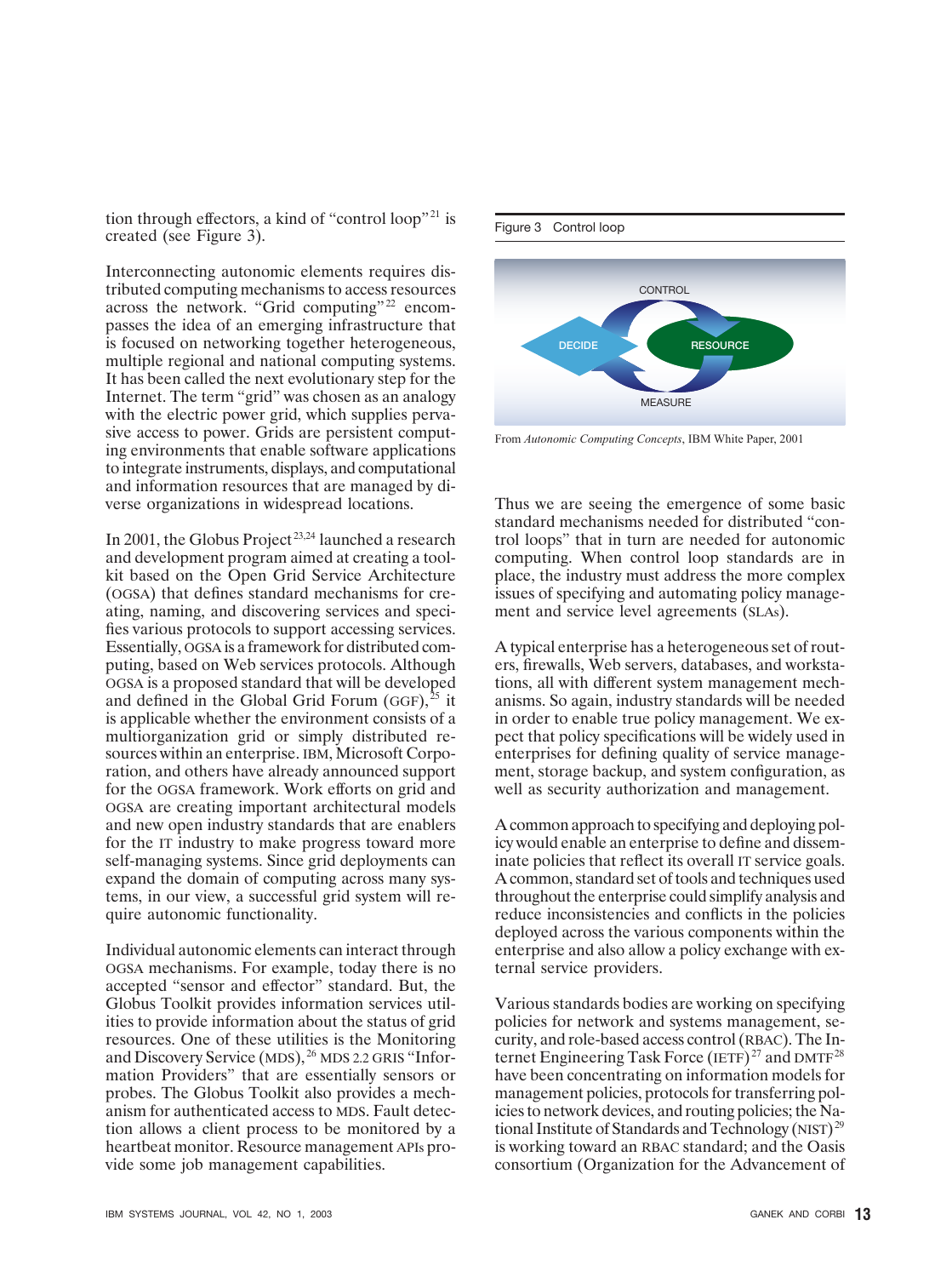tion through effectors, a kind of "control loop"[21] is created (see Figure 3).

Interconnecting autonomic elements requires distributed computing mechanisms to access resources across the network. "Grid computing"[22] encompasses the idea of an emerging infrastructure that is focused on networking together heterogeneous, multiple regional and national computing systems. It has been called the next evolutionary step for the Internet. The term "grid" was chosen as an analogy with the electric power grid, which supplies pervasive access to power. Grids are persistent computing environments that enable software applications to integrate instruments, displays, and computational and information resources that are managed by diverse organizations in widespread locations.

In 2001, the Globus Project[23,24] launched a research and development program aimed at creating a toolkit based on the Open Grid Service Architecture (OGSA) that defines standard mechanisms for creating, naming, and discovering services and specifies various protocols to support accessing services. Essentially, OGSA is a framework for distributed computing, based on Web services protocols. Although OGSA is a proposed standard that will be developed and defined in the Global Grid Forum (GGF),[25] it is applicable whether the environment consists of a multiorganization grid or simply distributed resources within an enterprise. IBM, Microsoft Corporation, and others have already announced support for the OGSA framework. Work efforts on grid and OGSA are creating important architectural models and new open industry standards that are enablers for the IT industry to make progress toward more self-managing systems. Since grid deployments can expand the domain of computing across many systems, in our view, a successful grid system will require autonomic functionality.

Individual autonomic elements can interact through OGSA mechanisms. For example, today there is no accepted "sensor and effector" standard. But, the Globus Toolkit provides information services utilities to provide information about the status of grid resources. One of these utilities is the Monitoring and Discovery Service (MDS),[26] MDS 2.2 GRIS "Information Providers" that are essentially sensors or probes. The Globus Toolkit also provides a mechanism for authenticated access to MDS. Fault detection allows a client process to be monitored by a heartbeat monitor. Resource management APIs provide some job management capabilities.

Figure 3 Control loop

CONTROL
DECIDE
RESOURCE
MEASURE

From *Autonomic Computing Concepts*, IBM White Paper, 2001

Thus we are seeing the emergence of some basic standard mechanisms needed for distributed "control loops" that in turn are needed for autonomic computing. When control loop standards are in place, the industry must address the more complex issues of specifying and automating policy management and service level agreements (SLAs).

A typical enterprise has a heterogeneous set of routers, firewalls, Web servers, databases, and workstations, all with different system management mechanisms. So again, industry standards will be needed in order to enable true policy management. We expect that policy specifications will be widely used in enterprises for defining quality of service management, storage backup, and system configuration, as well as security authorization and management.

A common approach to specifying and deploying policy would enable an enterprise to define and disseminate policies that reflect its overall IT service goals. A common, standard set of tools and techniques used throughout the enterprise could simplify analysis and reduce inconsistencies and conflicts in the policies deployed across the various components within the enterprise and also allow a policy exchange with external service providers.

Various standards bodies are working on specifying policies for network and systems management, security, and role-based access control (RBAC). The Internet Engineering Task Force (IETF)[27] and DMTF[28] have been concentrating on information models for management policies, protocols for transferring policies to network devices, and routing policies; the National Institute of Standards and Technology (NIST)[29] is working toward an RBAC standard; and the Oasis consortium (Organization for the Advancement of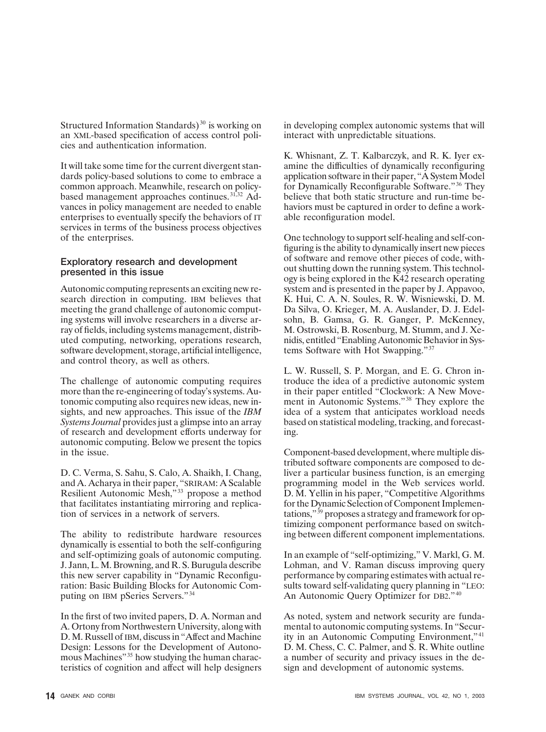Structured Information Standards)[30] is working on an XML-based specification of access control policies and authentication information.

It will take some time for the current divergent standards policy-based solutions to come to embrace a common approach. Meanwhile, research on policy-based management approaches continues.[31,32] Advances in policy management are needed to enable enterprises to eventually specify the behaviors of IT services in terms of the business process objectives of the enterprises.

### Exploratory research and development presented in this issue

Autonomic computing represents an exciting new research direction in computing. IBM believes that meeting the grand challenge of autonomic computing systems will involve researchers in a diverse array of fields, including systems management, distributed computing, networking, operations research, software development, storage, artificial intelligence, and control theory, as well as others.

The challenge of autonomic computing requires more than the re-engineering of today's systems. Autonomic computing also requires new ideas, new insights, and new approaches. This issue of the *IBM Systems Journal* provides just a glimpse into an array of research and development efforts underway for autonomic computing. Below we present the topics in the issue.

D. C. Verma, S. Sahu, S. Calo, A. Shaikh, I. Chang, and A. Acharya in their paper, "SRIRAM: A Scalable Resilient Autonomic Mesh,"[33] propose a method that facilitates instantiating mirroring and replication of services in a network of servers.

The ability to redistribute hardware resources dynamically is essential to both the self-configuring and self-optimizing goals of autonomic computing. J. Jann, L. M. Browning, and R. S. Burugula describe this new server capability in "Dynamic Reconfiguration: Basic Building Blocks for Autonomic Computing on IBM pSeries Servers."[34]

In the first of two invited papers, D. A. Norman and A. Ortony from Northwestern University, along with D. M. Russell of IBM, discuss in "Affect and Machine Design: Lessons for the Development of Autonomous Machines"[35] how studying the human characteristics of cognition and affect will help designers in developing complex autonomic systems that will interact with unpredictable situations.

K. Whisnant, Z. T. Kalbarczyk, and R. K. Iyer examine the difficulties of dynamically reconfiguring application software in their paper, "A System Model for Dynamically Reconfigurable Software."[36] They believe that both static structure and run-time behaviors must be captured in order to define a workable reconfiguration model.

One technology to support self-healing and self-configuring is the ability to dynamically insert new pieces of software and remove other pieces of code, without shutting down the running system. This technology is being explored in the K42 research operating system and is presented in the paper by J. Appavoo, K. Hui, C. A. N. Soules, R. W. Wisniewski, D. M. Da Silva, O. Krieger, M. A. Auslander, D. J. Edelsohn, B. Gamsa, G. R. Ganger, P. McKenney, M. Ostrowski, B. Rosenburg, M. Stumm, and J. Xenidis, entitled "Enabling Autonomic Behavior in Systems Software with Hot Swapping."[37]

L. W. Russell, S. P. Morgan, and E. G. Chron introduce the idea of a predictive autonomic system in their paper entitled "Clockwork: A New Movement in Autonomic Systems."[38] They explore the idea of a system that anticipates workload needs based on statistical modeling, tracking, and forecasting.

Component-based development, where multiple distributed software components are composed to deliver a particular business function, is an emerging programming model in the Web services world. D. M. Yellin in his paper, "Competitive Algorithms for the Dynamic Selection of Component Implementations,"[39] proposes a strategy and framework for optimizing component performance based on switching between different component implementations.

In an example of "self-optimizing," V. Markl, G. M. Lohman, and V. Raman discuss improving query performance by comparing estimates with actual results toward self-validating query planning in "LEO: An Autonomic Query Optimizer for DB2."[40]

As noted, system and network security are fundamental to autonomic computing systems. In "Security in an Autonomic Computing Environment,"[41] D. M. Chess, C. C. Palmer, and S. R. White outline a number of security and privacy issues in the design and development of autonomic systems.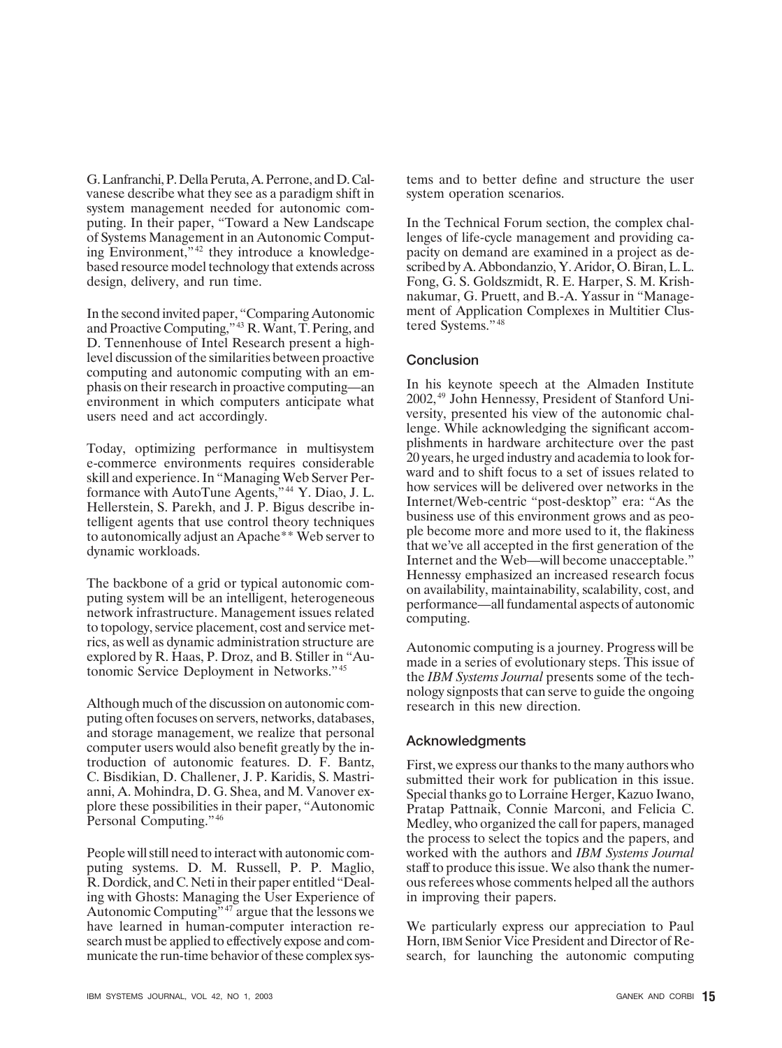G. Lanfranchi, P. Della Peruta, A. Perrone, and D. Calvanese describe what they see as a paradigm shift in system management needed for autonomic computing. In their paper, "Toward a New Landscape of Systems Management in an Autonomic Computing Environment,"[42] they introduce a knowledge-based resource model technology that extends across design, delivery, and run time.

In the second invited paper, "Comparing Autonomic and Proactive Computing,"[43] R. Want, T. Pering, and D. Tennenhouse of Intel Research present a high-level discussion of the similarities between proactive computing and autonomic computing with an emphasis on their research in proactive computing—an environment in which computers anticipate what users need and act accordingly.

Today, optimizing performance in multisystem e-commerce environments requires considerable skill and experience. In "Managing Web Server Performance with AutoTune Agents,"[44] Y. Diao, J. L. Hellerstein, S. Parekh, and J. P. Bigus describe intelligent agents that use control theory techniques to autonomically adjust an Apache** Web server to dynamic workloads.

The backbone of a grid or typical autonomic computing system will be an intelligent, heterogeneous network infrastructure. Management issues related to topology, service placement, cost and service metrics, as well as dynamic administration structure are explored by R. Haas, P. Droz, and B. Stiller in "Autonomic Service Deployment in Networks."[45]

Although much of the discussion on autonomic computing often focuses on servers, networks, databases, and storage management, we realize that personal computer users would also benefit greatly by the introduction of autonomic features. D. F. Bantz, C. Bisdikian, D. Challener, J. P. Karidis, S. Mastrianni, A. Mohindra, D. G. Shea, and M. Vanover explore these possibilities in their paper, "Autonomic Personal Computing."[46]

People will still need to interact with autonomic computing systems. D. M. Russell, P. P. Maglio, R. Dordick, and C. Neti in their paper entitled "Dealing with Ghosts: Managing the User Experience of Autonomic Computing"[47] argue that the lessons we have learned in human-computer interaction research must be applied to effectively expose and communicate the run-time behavior of these complex systems and to better define and structure the user system operation scenarios.

In the Technical Forum section, the complex challenges of life-cycle management and providing capacity on demand are examined in a project as described by A. Abbondanzio, Y. Aridor, O. Biran, L. L. Fong, G. S. Goldszmidt, R. E. Harper, S. M. Krishnakumar, G. Pruett, and B.-A. Yassur in "Management of Application Complexes in Multitier Clustered Systems."[48]

## Conclusion

In his keynote speech at the Almaden Institute 2002,[49] John Hennessy, President of Stanford University, presented his view of the autonomic challenge. While acknowledging the significant accomplishments in hardware architecture over the past 20 years, he urged industry and academia to look forward and to shift focus to a set of issues related to how services will be delivered over networks in the Internet/Web-centric "post-desktop" era: "As the business use of this environment grows and as people become more and more used to it, the flakiness that we've all accepted in the first generation of the Internet and the Web—will become unacceptable." Hennessy emphasized an increased research focus on availability, maintainability, scalability, cost, and performance—all fundamental aspects of autonomic computing.

Autonomic computing is a journey. Progress will be made in a series of evolutionary steps. This issue of the *IBM Systems Journal* presents some of the technology signposts that can serve to guide the ongoing research in this new direction.

## Acknowledgments

First, we express our thanks to the many authors who submitted their work for publication in this issue. Special thanks go to Lorraine Herger, Kazuo Iwano, Pratap Pattnaik, Connie Marconi, and Felicia C. Medley, who organized the call for papers, managed the process to select the topics and the papers, and worked with the authors and *IBM Systems Journal* staff to produce this issue. We also thank the numerous referees whose comments helped all the authors in improving their papers.

We particularly express our appreciation to Paul Horn, IBM Senior Vice President and Director of Research, for launching the autonomic computing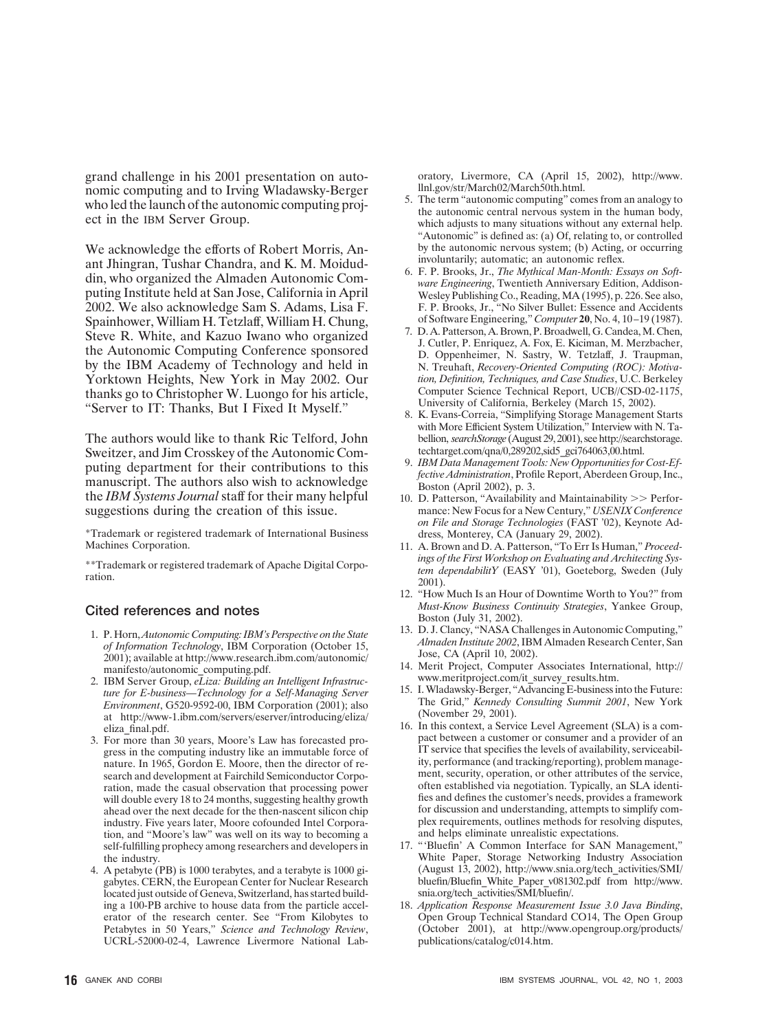grand challenge in his 2001 presentation on autonomic computing and to Irving Wladawsky-Berger who led the launch of the autonomic computing project in the IBM Server Group.

We acknowledge the efforts of Robert Morris, Anant Jhingran, Tushar Chandra, and K. M. Moiduddin, who organized the Almaden Autonomic Computing Institute held at San Jose, California in April 2002. We also acknowledge Sam S. Adams, Lisa F. Spainhower, William H. Tetzlaff, William H. Chung, Steve R. White, and Kazuo Iwano who organized the Autonomic Computing Conference sponsored by the IBM Academy of Technology and held in Yorktown Heights, New York in May 2002. Our thanks go to Christopher W. Luongo for his article, "Server to IT: Thanks, But I Fixed It Myself."

The authors would like to thank Ric Telford, John Sweitzer, and Jim Crosskey of the Autonomic Computing department for their contributions to this manuscript. The authors also wish to acknowledge the *IBM Systems Journal* staff for their many helpful suggestions during the creation of this issue.

*Trademark or registered trademark of International Business Machines Corporation.

**Trademark or registered trademark of Apache Digital Corporation.

## Cited references and notes

1. P. Horn, *Autonomic Computing: IBM's Perspective on the State of Information Technology*, IBM Corporation (October 15, 2001); available at http://www.research.ibm.com/autonomic/manifesto/autonomic_computing.pdf.
2. IBM Server Group, *eLiza: Building an Intelligent Infrastructure for E-business—Technology for a Self-Managing Server Environment*, G520-9592-00, IBM Corporation (2001); also at http://www-1.ibm.com/servers/eserver/introducing/eliza/eliza_final.pdf.
3. For more than 30 years, Moore's Law has forecasted progress in the computing industry like an immutable force of nature. In 1965, Gordon E. Moore, then the director of research and development at Fairchild Semiconductor Corporation, made the casual observation that processing power will double every 18 to 24 months, suggesting healthy growth ahead over the next decade for the then-nascent silicon chip industry. Five years later, Moore cofounded Intel Corporation, and "Moore's law" was well on its way to becoming a self-fulfilling prophecy among researchers and developers in the industry.
4. A petabyte (PB) is 1000 terabytes, and a terabyte is 1000 gigabytes. CERN, the European Center for Nuclear Research located just outside of Geneva, Switzerland, has started building a 100-PB archive to house data from the particle accelerator of the research center. See "From Kilobytes to Petabytes in 50 Years," *Science and Technology Review*, UCRL-52000-02-4, Lawrence Livermore National Laboratory, Livermore, CA (April 15, 2002), http://www.llnl.gov/str/March02/March50th.html.
5. The term "autonomic computing" comes from an analogy to the autonomic central nervous system in the human body, which adjusts to many situations without any external help. "Autonomic" is defined as: (a) Of, relating to, or controlled by the autonomic nervous system; (b) Acting, or occurring involuntarily; automatic; an autonomic reflex.
6. F. P. Brooks, Jr., *The Mythical Man-Month: Essays on Software Engineering*, Twentieth Anniversary Edition, Addison-Wesley Publishing Co., Reading, MA (1995), p. 226. See also, F. P. Brooks, Jr., "No Silver Bullet: Essence and Accidents of Software Engineering," *Computer* **20**, No. 4, 10–19 (1987).
7. D. A. Patterson, A. Brown, P. Broadwell, G. Candea, M. Chen, J. Cutler, P. Enriquez, A. Fox, E. Kiciman, M. Merzbacher, D. Oppenheimer, N. Sastry, W. Tetzlaff, J. Traupman, N. Treuhaft, *Recovery-Oriented Computing (ROC): Motivation, Definition, Techniques, and Case Studies*, U.C. Berkeley Computer Science Technical Report, UCB//CSD-02-1175, University of California, Berkeley (March 15, 2002).
8. K. Evans-Correia, "Simplifying Storage Management Starts with More Efficient System Utilization," Interview with N. Tabellion, *searchStorage* (August 29, 2001), see http://searchstorage.techtarget.com/qna/0,289202,sid5_gci764063,00.html.
9. *IBM Data Management Tools: New Opportunities for Cost-Effective Administration*, Profile Report, Aberdeen Group, Inc., Boston (April 2002), p. 3.
10. D. Patterson, "Availability and Maintainability >> Performance: New Focus for a New Century," *USENIX Conference on File and Storage Technologies* (FAST '02), Keynote Address, Monterey, CA (January 29, 2002).
11. A. Brown and D. A. Patterson, "To Err Is Human," *Proceedings of the First Workshop on Evaluating and Architecting System dependabilitY* (EASY '01), Goeteborg, Sweden (July 2001).
12. "How Much Is an Hour of Downtime Worth to You?" from *Must-Know Business Continuity Strategies*, Yankee Group, Boston (July 31, 2002).
13. D. J. Clancy, "NASA Challenges in Autonomic Computing," *Almaden Institute 2002*, IBM Almaden Research Center, San Jose, CA (April 10, 2002).
14. Merit Project, Computer Associates International, http://www.meritproject.com/it_survey_results.htm.
15. I. Wladawsky-Berger, "Advancing E-business into the Future: The Grid," *Kennedy Consulting Summit 2001*, New York (November 29, 2001).
16. In this context, a Service Level Agreement (SLA) is a compact between a customer or consumer and a provider of an IT service that specifies the levels of availability, serviceability, performance (and tracking/reporting), problem management, security, operation, or other attributes of the service, often established via negotiation. Typically, an SLA identifies and defines the customer's needs, provides a framework for discussion and understanding, attempts to simplify complex requirements, outlines methods for resolving disputes, and helps eliminate unrealistic expectations.
17. "'Bluefin' A Common Interface for SAN Management," White Paper, Storage Networking Industry Association (August 13, 2002), http://www.snia.org/tech_activities/SMI/bluefin/Bluefin_White_Paper_v081302.pdf from http://www.snia.org/tech_activities/SMI/bluefin/.
18. *Application Response Measurement Issue 3.0 Java Binding*, Open Group Technical Standard CO14, The Open Group (October 2001), at http://www.opengroup.org/products/publications/catalog/c014.htm.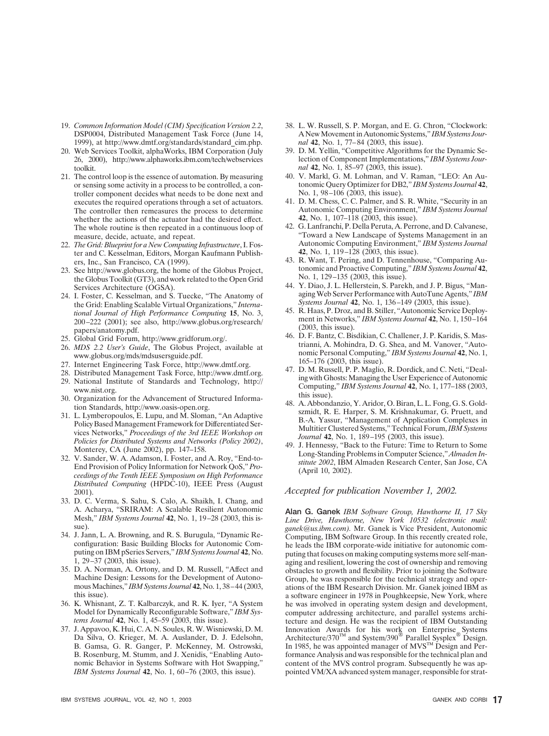19. *Common Information Model (CIM) Specification Version 2.2*, DSP0004, Distributed Management Task Force (June 14, 1999), at http://www.dmtf.org/standards/standard_cim.php.
20. Web Services Toolkit, alphaWorks, IBM Corporation (July 26, 2000), http://www.alphaworks.ibm.com/tech/webservices toolkit.
21. The control loop is the essence of automation. By measuring or sensing some activity in a process to be controlled, a controller component decides what needs to be done next and executes the required operations through a set of actuators. The controller then remeasures the process to determine whether the actions of the actuator had the desired effect. The whole routine is then repeated in a continuous loop of measure, decide, actuate, and repeat.
22. *The Grid: Blueprint for a New Computing Infrastructure*, I. Foster and C. Kesselman, Editors, Morgan Kaufmann Publishers, Inc., San Francisco, CA (1999).
23. See http://www.globus.org, the home of the Globus Project, the Globus Toolkit (GT3), and work related to the Open Grid Services Architecture (OGSA).
24. I. Foster, C. Kesselman, and S. Tuecke, "The Anatomy of the Grid: Enabling Scalable Virtual Organizations," *International Journal of High Performance Computing* **15**, No. 3, 200–222 (2001); see also, http://www.globus.org/research/papers/anatomy.pdf.
25. Global Grid Forum, http://www.gridforum.org/.
26. *MDS 2.2 User's Guide*, The Globus Project, available at www.globus.org/mds/mdsusersguide.pdf.
27. Internet Engineering Task Force, http://www.dmtf.org.
28. Distributed Management Task Force, http://www.dmtf.org.
29. National Institute of Standards and Technology, http://www.nist.org.
30. Organization for the Advancement of Structured Information Standards, http://www.oasis-open.org.
31. L. Lymberopoulos, E. Lupu, and M. Sloman, "An Adaptive Policy Based Management Framework for Differentiated Services Networks," *Proceedings of the 3rd IEEE Workshop on Policies for Distributed Systems and Networks (Policy 2002)*, Monterey, CA (June 2002), pp. 147–158.
32. V. Sander, W. A. Adamson, I. Foster, and A. Roy, "End-to-End Provision of Policy Information for Network QoS," *Proceedings of the Tenth IEEE Symposium on High Performance Distributed Computing* (HPDC-10), IEEE Press (August 2001).
33. D. C. Verma, S. Sahu, S. Calo, A. Shaikh, I. Chang, and A. Acharya, "SRIRAM: A Scalable Resilient Autonomic Mesh," *IBM Systems Journal* **42**, No. 1, 19–28 (2003, this issue).
34. J. Jann, L. A. Browning, and R. S. Burugula, "Dynamic Reconfiguration: Basic Building Blocks for Autonomic Computing on IBM pSeries Servers," *IBM Systems Journal* **42**, No. 1, 29–37 (2003, this issue).
35. D. A. Norman, A. Ortony, and D. M. Russell, "Affect and Machine Design: Lessons for the Development of Autonomous Machines," *IBM Systems Journal* **42**, No. 1, 38–44 (2003, this issue).
36. K. Whisnant, Z. T. Kalbarczyk, and R. K. Iyer, "A System Model for Dynamically Reconfigurable Software," *IBM Systems Journal* **42**, No. 1, 45–59 (2003, this issue).
37. J. Appavoo, K. Hui, C. A. N. Soules, R. W. Wisniewski, D. M. Da Silva, O. Krieger, M. A. Auslander, D. J. Edelsohn, B. Gamsa, G. R. Ganger, P. McKenney, M. Ostrowski, B. Rosenburg, M. Stumm, and J. Xenidis, "Enabling Autonomic Behavior in Systems Software with Hot Swapping," *IBM Systems Journal* **42**, No. 1, 60–76 (2003, this issue).
38. L. W. Russell, S. P. Morgan, and E. G. Chron, "Clockwork: A New Movement in Autonomic Systems," *IBM Systems Journal* **42**, No. 1, 77–84 (2003, this issue).
39. D. M. Yellin, "Competitive Algorithms for the Dynamic Selection of Component Implementations," *IBM Systems Journal* **42**, No. 1, 85–97 (2003, this issue).
40. V. Markl, G. M. Lohman, and V. Raman, "LEO: An Autonomic Query Optimizer for DB2," *IBM Systems Journal* **42**, No. 1, 98–106 (2003, this issue).
41. D. M. Chess, C. C. Palmer, and S. R. White, "Security in an Autonomic Computing Environment," *IBM Systems Journal* **42**, No. 1, 107–118 (2003, this issue).
42. G. Lanfranchi, P. Della Peruta, A. Perrone, and D. Calvanese, "Toward a New Landscape of Systems Management in an Autonomic Computing Environment," *IBM Systems Journal* **42**, No. 1, 119–128 (2003, this issue).
43. R. Want, T. Pering, and D. Tennenhouse, "Comparing Autonomic and Proactive Computing," *IBM Systems Journal* **42**, No. 1, 129–135 (2003, this issue).
44. Y. Diao, J. L. Hellerstein, S. Parekh, and J. P. Bigus, "Managing Web Server Performance with AutoTune Agents," *IBM Systems Journal* **42**, No. 1, 136–149 (2003, this issue).
45. R. Haas, P. Droz, and B. Stiller, "Autonomic Service Deployment in Networks," *IBM Systems Journal* **42**, No. 1, 150–164 (2003, this issue).
46. D. F. Bantz, C. Bisdikian, C. Challener, J. P. Karidis, S. Mastrianni, A. Mohindra, D. G. Shea, and M. Vanover, "Autonomic Personal Computing," *IBM Systems Journal* **42**, No. 1, 165–176 (2003, this issue).
47. D. M. Russell, P. P. Maglio, R. Dordick, and C. Neti, "Dealing with Ghosts: Managing the User Experience of Autonomic Computing," *IBM Systems Journal* **42**, No. 1, 177–188 (2003, this issue).
48. A. Abbondanzio, Y. Aridor, O. Biran, L. L. Fong, G. S. Goldszmidt, R. E. Harper, S. M. Krishnakumar, G. Pruett, and B.-A. Yassur, "Management of Application Complexes in Multitier Clustered Systems," Technical Forum, *IBM Systems Journal* **42**, No. 1, 189–195 (2003, this issue).
49. J. Hennessy, "Back to the Future: Time to Return to Some Long-Standing Problems in Computer Science," *Almaden Institute 2002*, IBM Almaden Research Center, San Jose, CA (April 10, 2002).

*Accepted for publication November 1, 2002.*

**Alan G. Ganek** *IBM Software Group, Hawthorne II, 17 Sky Line Drive, Hawthorne, New York 10532 (electronic mail: ganek@us.ibm.com).* Mr. Ganek is Vice President, Autonomic Computing, IBM Software Group. In this recently created role, he leads the IBM corporate-wide initiative for autonomic computing that focuses on making computing systems more self-managing and resilient, lowering the cost of ownership and removing obstacles to growth and flexibility. Prior to joining the Software Group, he was responsible for the technical strategy and operations of the IBM Research Division. Mr. Ganek joined IBM as a software engineer in 1978 in Poughkeepsie, New York, where he was involved in operating system design and development, computer addressing architecture, and parallel systems architecture and design. He was the recipient of IBM Outstanding Innovation Awards for his work on Enterprise Systems Architecture/370™ and System/390® Parallel Sysplex® Design. In 1985, he was appointed manager of MVS™ Design and Performance Analysis and was responsible for the technical plan and content of the MVS control program. Subsequently he was appointed VM/XA advanced system manager, responsible for strat-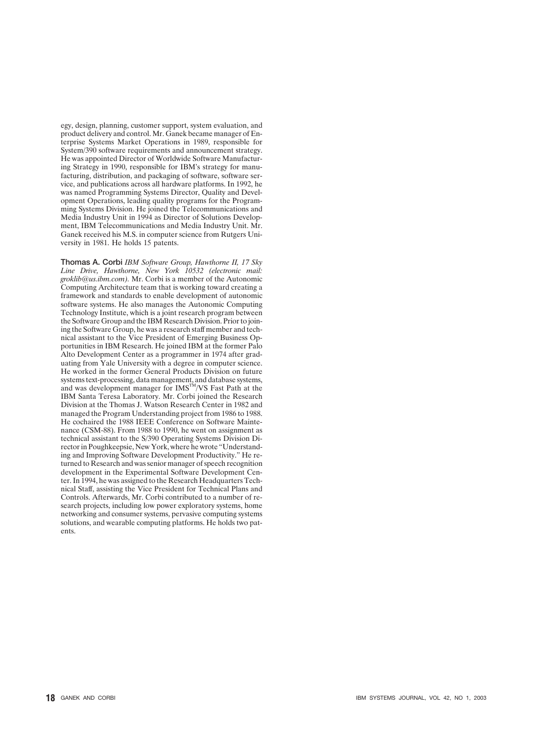egy, design, planning, customer support, system evaluation, and product delivery and control. Mr. Ganek became manager of Enterprise Systems Market Operations in 1989, responsible for System/390 software requirements and announcement strategy. He was appointed Director of Worldwide Software Manufacturing Strategy in 1990, responsible for IBM's strategy for manufacturing, distribution, and packaging of software, software service, and publications across all hardware platforms. In 1992, he was named Programming Systems Director, Quality and Development Operations, leading quality programs for the Programming Systems Division. He joined the Telecommunications and Media Industry Unit in 1994 as Director of Solutions Development, IBM Telecommunications and Media Industry Unit. Mr. Ganek received his M.S. in computer science from Rutgers University in 1981. He holds 15 patents.

**Thomas A. Corbi** *IBM Software Group, Hawthorne II, 17 Sky Line Drive, Hawthorne, New York 10532 (electronic mail: groklib@us.ibm.com).* Mr. Corbi is a member of the Autonomic Computing Architecture team that is working toward creating a framework and standards to enable development of autonomic software systems. He also manages the Autonomic Computing Technology Institute, which is a joint research program between the Software Group and the IBM Research Division. Prior to joining the Software Group, he was a research staff member and technical assistant to the Vice President of Emerging Business Opportunities in IBM Research. He joined IBM at the former Palo Alto Development Center as a programmer in 1974 after graduating from Yale University with a degree in computer science. He worked in the former General Products Division on future systems text-processing, data management, and database systems, and was development manager for IMS™/VS Fast Path at the IBM Santa Teresa Laboratory. Mr. Corbi joined the Research Division at the Thomas J. Watson Research Center in 1982 and managed the Program Understanding project from 1986 to 1988. He cochaired the 1988 IEEE Conference on Software Maintenance (CSM-88). From 1988 to 1990, he went on assignment as technical assistant to the S/390 Operating Systems Division Director in Poughkeepsie, New York, where he wrote "Understanding and Improving Software Development Productivity." He returned to Research and was senior manager of speech recognition development in the Experimental Software Development Center. In 1994, he was assigned to the Research Headquarters Technical Staff, assisting the Vice President for Technical Plans and Controls. Afterwards, Mr. Corbi contributed to a number of research projects, including low power exploratory systems, home networking and consumer systems, pervasive computing systems solutions, and wearable computing platforms. He holds two patents.